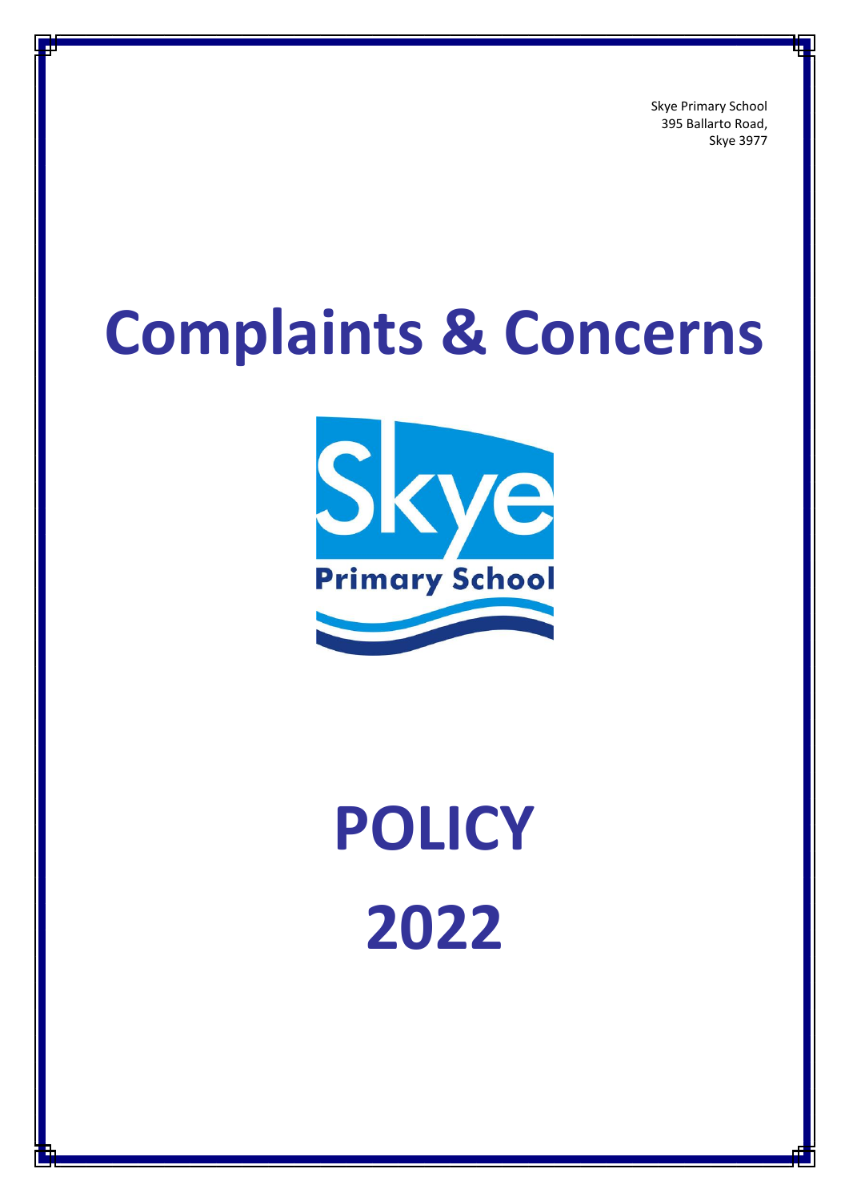Skye Primary School
395 Ballarto Road,
Skye 3977

# Complaints & Concerns

# POLICY

# 2022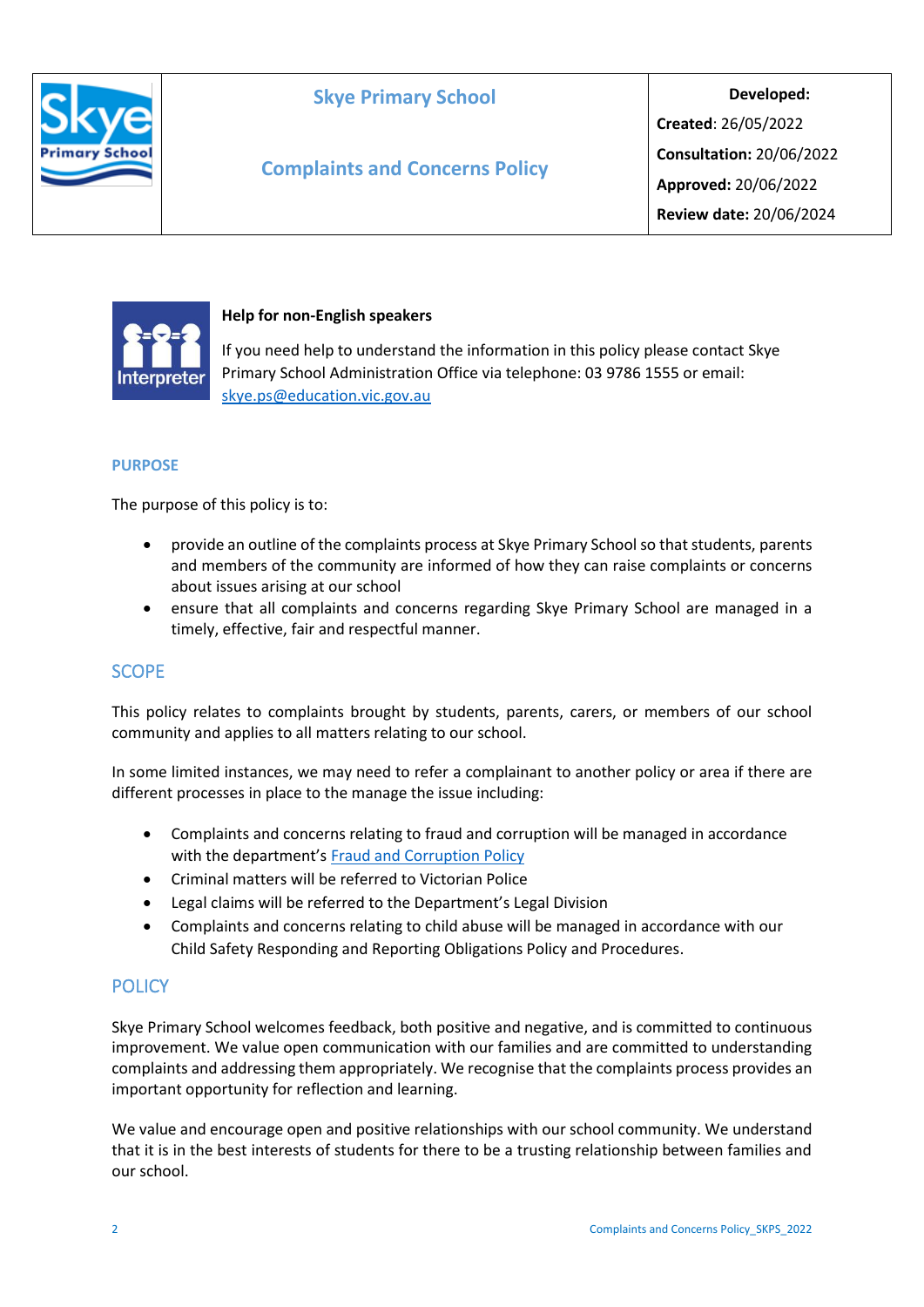| Skye Primary School | Skye Primary School<br><br>Complaints and Concerns Policy | **Developed:**<br>**Created**: 26/05/2022<br>**Consultation:** 20/06/2022<br>**Approved:** 20/06/2022<br>**Review date:** 20/06/2024 |
|---|---|---|

**Help for non-English speakers**

If you need help to understand the information in this policy please contact Skye Primary School Administration Office via telephone: 03 9786 1555 or email: [skye.ps@education.vic.gov.au](mailto:skye.ps@education.vic.gov.au)

## PURPOSE

The purpose of this policy is to:

- provide an outline of the complaints process at Skye Primary School so that students, parents and members of the community are informed of how they can raise complaints or concerns about issues arising at our school
- ensure that all complaints and concerns regarding Skye Primary School are managed in a timely, effective, fair and respectful manner.

## SCOPE

This policy relates to complaints brought by students, parents, carers, or members of our school community and applies to all matters relating to our school.

In some limited instances, we may need to refer a complainant to another policy or area if there are different processes in place to the manage the issue including:

- Complaints and concerns relating to fraud and corruption will be managed in accordance with the department's Fraud and Corruption Policy
- Criminal matters will be referred to Victorian Police
- Legal claims will be referred to the Department's Legal Division
- Complaints and concerns relating to child abuse will be managed in accordance with our Child Safety Responding and Reporting Obligations Policy and Procedures.

## POLICY

Skye Primary School welcomes feedback, both positive and negative, and is committed to continuous improvement. We value open communication with our families and are committed to understanding complaints and addressing them appropriately. We recognise that the complaints process provides an important opportunity for reflection and learning.

We value and encourage open and positive relationships with our school community. We understand that it is in the best interests of students for there to be a trusting relationship between families and our school.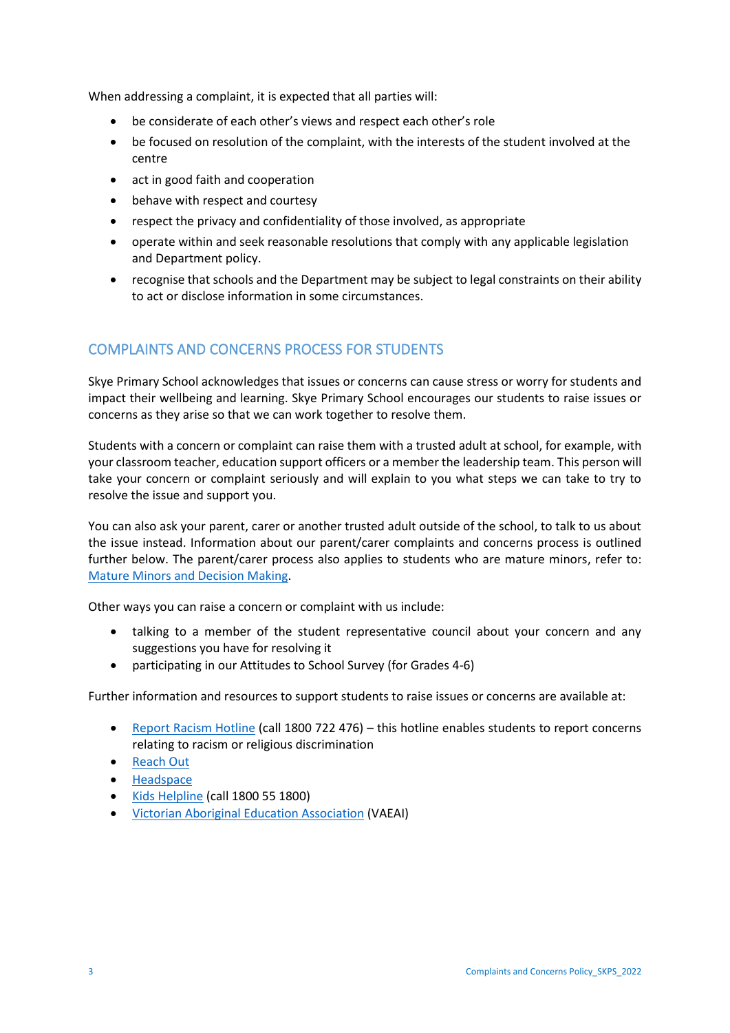When addressing a complaint, it is expected that all parties will:

- be considerate of each other's views and respect each other's role
- be focused on resolution of the complaint, with the interests of the student involved at the centre
- act in good faith and cooperation
- behave with respect and courtesy
- respect the privacy and confidentiality of those involved, as appropriate
- operate within and seek reasonable resolutions that comply with any applicable legislation and Department policy.
- recognise that schools and the Department may be subject to legal constraints on their ability to act or disclose information in some circumstances.

## COMPLAINTS AND CONCERNS PROCESS FOR STUDENTS

Skye Primary School acknowledges that issues or concerns can cause stress or worry for students and impact their wellbeing and learning. Skye Primary School encourages our students to raise issues or concerns as they arise so that we can work together to resolve them.

Students with a concern or complaint can raise them with a trusted adult at school, for example, with your classroom teacher, education support officers or a member the leadership team. This person will take your concern or complaint seriously and will explain to you what steps we can take to try to resolve the issue and support you.

You can also ask your parent, carer or another trusted adult outside of the school, to talk to us about the issue instead. Information about our parent/carer complaints and concerns process is outlined further below. The parent/carer process also applies to students who are mature minors, refer to: [Mature Minors and Decision Making](Mature Minors and Decision Making).

Other ways you can raise a concern or complaint with us include:

- talking to a member of the student representative council about your concern and any suggestions you have for resolving it
- participating in our Attitudes to School Survey (for Grades 4-6)

Further information and resources to support students to raise issues or concerns are available at:

- [Report Racism Hotline](Report Racism Hotline) (call 1800 722 476) – this hotline enables students to report concerns relating to racism or religious discrimination
- [Reach Out](Reach Out)
- [Headspace](Headspace)
- [Kids Helpline](Kids Helpline) (call 1800 55 1800)
- [Victorian Aboriginal Education Association](Victorian Aboriginal Education Association) (VAEAI)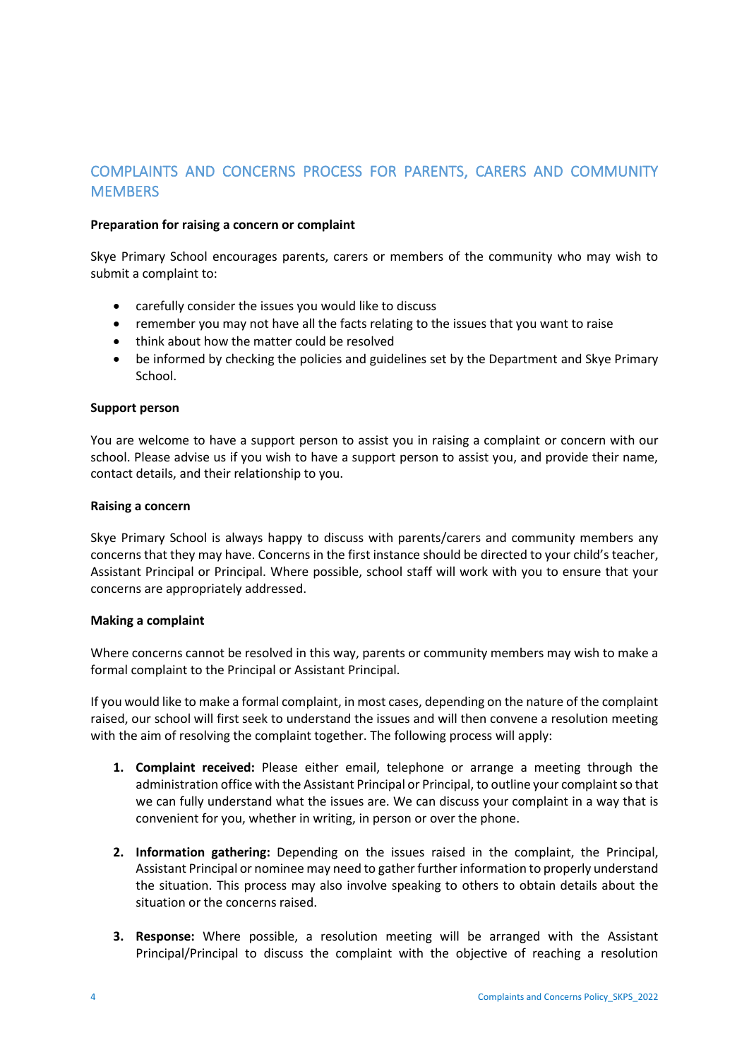## COMPLAINTS AND CONCERNS PROCESS FOR PARENTS, CARERS AND COMMUNITY MEMBERS

**Preparation for raising a concern or complaint**

Skye Primary School encourages parents, carers or members of the community who may wish to submit a complaint to:

- carefully consider the issues you would like to discuss
- remember you may not have all the facts relating to the issues that you want to raise
- think about how the matter could be resolved
- be informed by checking the policies and guidelines set by the Department and Skye Primary School.

**Support person**

You are welcome to have a support person to assist you in raising a complaint or concern with our school. Please advise us if you wish to have a support person to assist you, and provide their name, contact details, and their relationship to you.

**Raising a concern**

Skye Primary School is always happy to discuss with parents/carers and community members any concerns that they may have. Concerns in the first instance should be directed to your child's teacher, Assistant Principal or Principal. Where possible, school staff will work with you to ensure that your concerns are appropriately addressed.

**Making a complaint**

Where concerns cannot be resolved in this way, parents or community members may wish to make a formal complaint to the Principal or Assistant Principal.

If you would like to make a formal complaint, in most cases, depending on the nature of the complaint raised, our school will first seek to understand the issues and will then convene a resolution meeting with the aim of resolving the complaint together. The following process will apply:

1. **Complaint received:** Please either email, telephone or arrange a meeting through the administration office with the Assistant Principal or Principal, to outline your complaint so that we can fully understand what the issues are. We can discuss your complaint in a way that is convenient for you, whether in writing, in person or over the phone.

2. **Information gathering:** Depending on the issues raised in the complaint, the Principal, Assistant Principal or nominee may need to gather further information to properly understand the situation. This process may also involve speaking to others to obtain details about the situation or the concerns raised.

3. **Response:** Where possible, a resolution meeting will be arranged with the Assistant Principal/Principal to discuss the complaint with the objective of reaching a resolution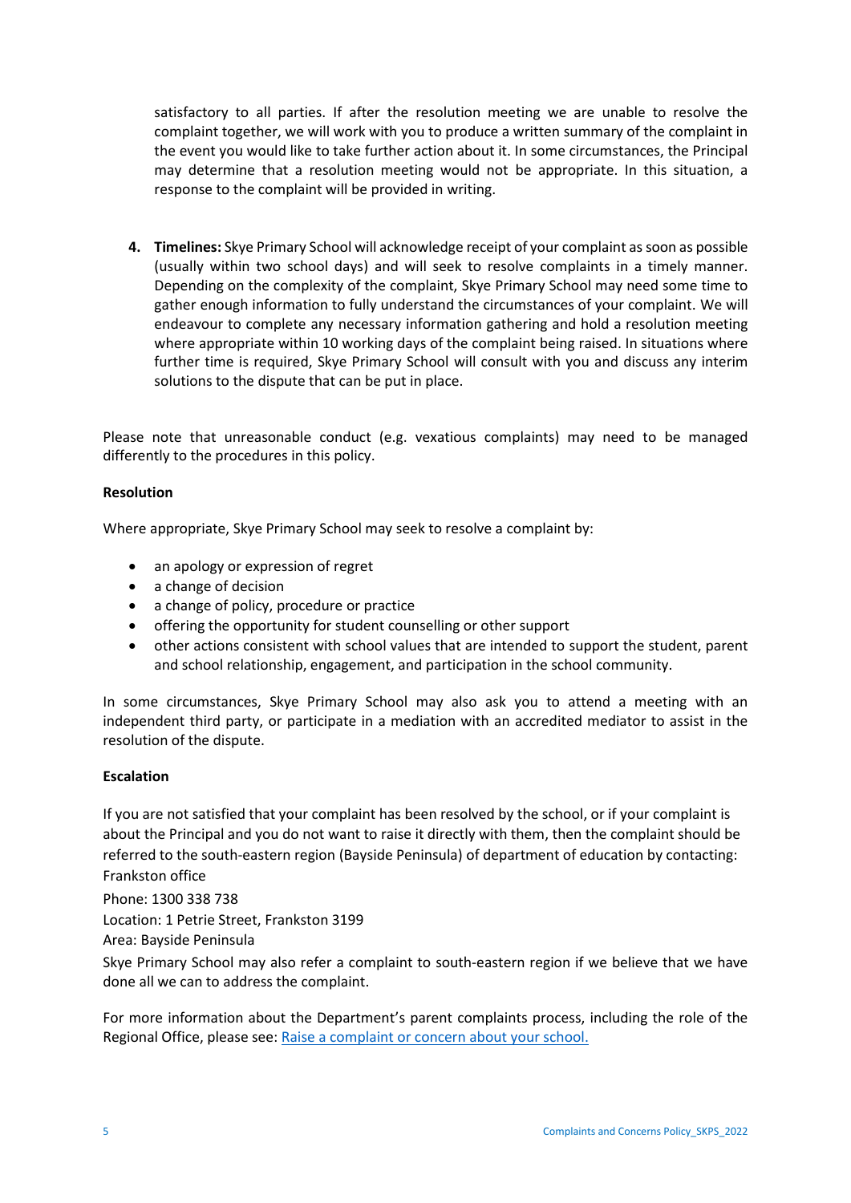satisfactory to all parties. If after the resolution meeting we are unable to resolve the complaint together, we will work with you to produce a written summary of the complaint in the event you would like to take further action about it. In some circumstances, the Principal may determine that a resolution meeting would not be appropriate. In this situation, a response to the complaint will be provided in writing.

4. **Timelines:** Skye Primary School will acknowledge receipt of your complaint as soon as possible (usually within two school days) and will seek to resolve complaints in a timely manner. Depending on the complexity of the complaint, Skye Primary School may need some time to gather enough information to fully understand the circumstances of your complaint. We will endeavour to complete any necessary information gathering and hold a resolution meeting where appropriate within 10 working days of the complaint being raised. In situations where further time is required, Skye Primary School will consult with you and discuss any interim solutions to the dispute that can be put in place.

Please note that unreasonable conduct (e.g. vexatious complaints) may need to be managed differently to the procedures in this policy.

**Resolution**

Where appropriate, Skye Primary School may seek to resolve a complaint by:

- an apology or expression of regret
- a change of decision
- a change of policy, procedure or practice
- offering the opportunity for student counselling or other support
- other actions consistent with school values that are intended to support the student, parent and school relationship, engagement, and participation in the school community.

In some circumstances, Skye Primary School may also ask you to attend a meeting with an independent third party, or participate in a mediation with an accredited mediator to assist in the resolution of the dispute.

**Escalation**

If you are not satisfied that your complaint has been resolved by the school, or if your complaint is about the Principal and you do not want to raise it directly with them, then the complaint should be referred to the south-eastern region (Bayside Peninsula) of department of education by contacting:
Frankston office

Phone: 1300 338 738

Location: 1 Petrie Street, Frankston 3199

Area: Bayside Peninsula

Skye Primary School may also refer a complaint to south-eastern region if we believe that we have done all we can to address the complaint.

For more information about the Department's parent complaints process, including the role of the Regional Office, please see: [Raise a complaint or concern about your school.](#)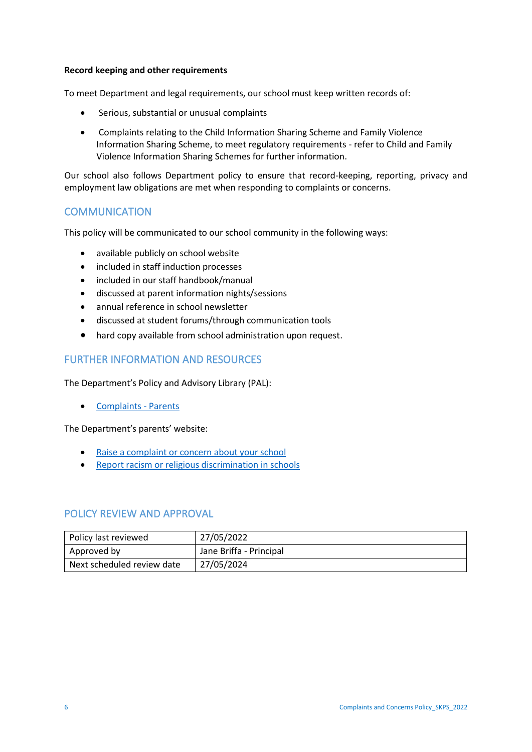**Record keeping and other requirements**

To meet Department and legal requirements, our school must keep written records of:

- Serious, substantial or unusual complaints
- Complaints relating to the Child Information Sharing Scheme and Family Violence Information Sharing Scheme, to meet regulatory requirements - refer to Child and Family Violence Information Sharing Schemes for further information.

Our school also follows Department policy to ensure that record-keeping, reporting, privacy and employment law obligations are met when responding to complaints or concerns.

## COMMUNICATION

This policy will be communicated to our school community in the following ways:

- available publicly on school website
- included in staff induction processes
- included in our staff handbook/manual
- discussed at parent information nights/sessions
- annual reference in school newsletter
- discussed at student forums/through communication tools
- hard copy available from school administration upon request.

## FURTHER INFORMATION AND RESOURCES

The Department's Policy and Advisory Library (PAL):

- Complaints - Parents

The Department's parents' website:

- Raise a complaint or concern about your school
- Report racism or religious discrimination in schools

## POLICY REVIEW AND APPROVAL

| | |
|---|---|
| Policy last reviewed | 27/05/2022 |
| Approved by | Jane Briffa - Principal |
| Next scheduled review date | 27/05/2024 |